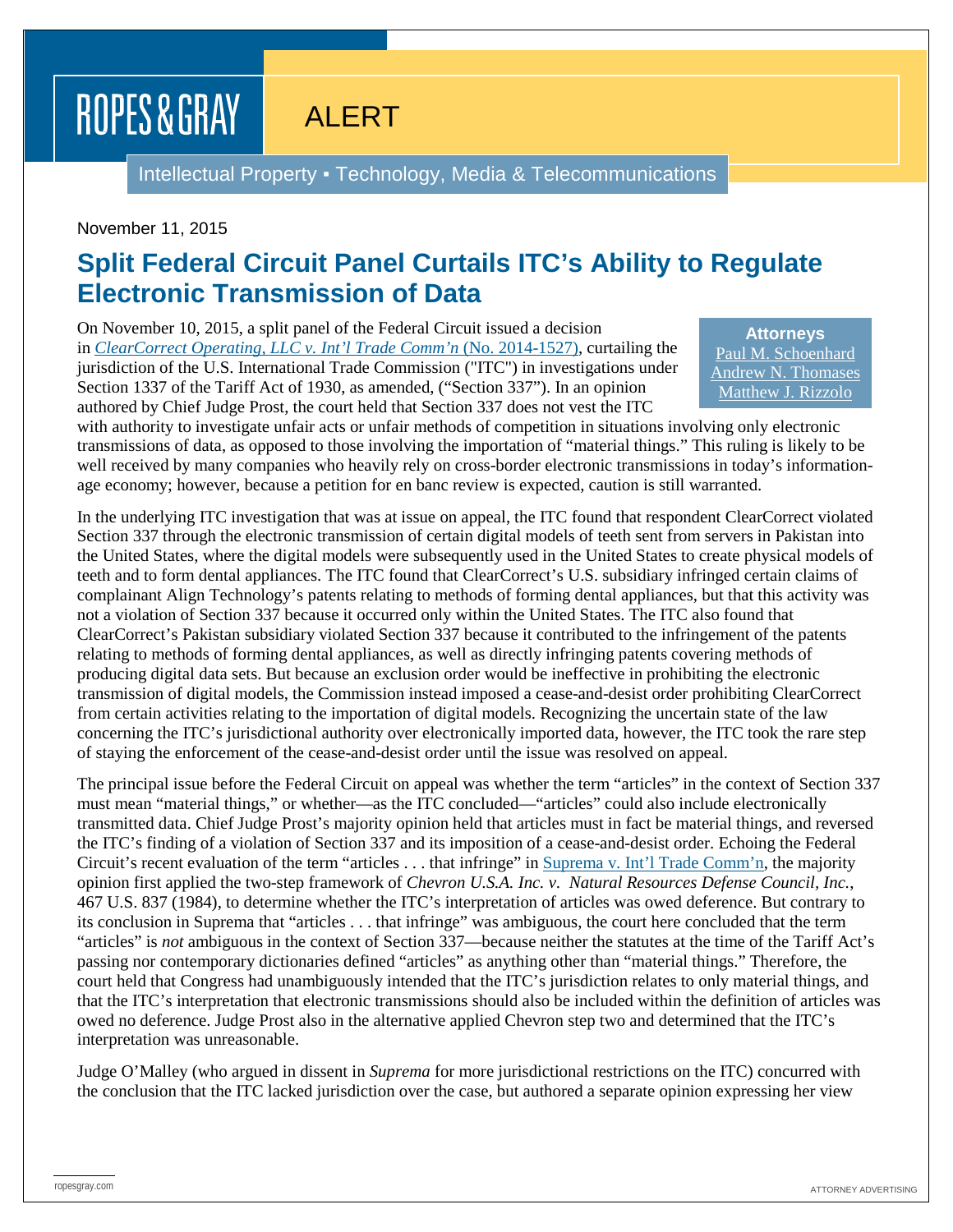ROPES & GRAY

ALERT

Intellectual Property ▪ Technology, Media & Telecommunications

November 11, 2015

# Split Federal Circuit Panel Curtails ITC's Ability to Regulate Electronic Transmission of Data

**Attorneys**
Paul M. Schoenhard
Andrew N. Thomases
Matthew J. Rizzolo

On November 10, 2015, a split panel of the Federal Circuit issued a decision in *ClearCorrect Operating, LLC v. Int'l Trade Comm'n* (No. 2014-1527), curtailing the jurisdiction of the U.S. International Trade Commission ("ITC") in investigations under Section 1337 of the Tariff Act of 1930, as amended, ("Section 337"). In an opinion authored by Chief Judge Prost, the court held that Section 337 does not vest the ITC with authority to investigate unfair acts or unfair methods of competition in situations involving only electronic transmissions of data, as opposed to those involving the importation of "material things." This ruling is likely to be well received by many companies who heavily rely on cross-border electronic transmissions in today's information-age economy; however, because a petition for en banc review is expected, caution is still warranted.

In the underlying ITC investigation that was at issue on appeal, the ITC found that respondent ClearCorrect violated Section 337 through the electronic transmission of certain digital models of teeth sent from servers in Pakistan into the United States, where the digital models were subsequently used in the United States to create physical models of teeth and to form dental appliances. The ITC found that ClearCorrect's U.S. subsidiary infringed certain claims of complainant Align Technology's patents relating to methods of forming dental appliances, but that this activity was not a violation of Section 337 because it occurred only within the United States. The ITC also found that ClearCorrect's Pakistan subsidiary violated Section 337 because it contributed to the infringement of the patents relating to methods of forming dental appliances, as well as directly infringing patents covering methods of producing digital data sets. But because an exclusion order would be ineffective in prohibiting the electronic transmission of digital models, the Commission instead imposed a cease-and-desist order prohibiting ClearCorrect from certain activities relating to the importation of digital models. Recognizing the uncertain state of the law concerning the ITC's jurisdictional authority over electronically imported data, however, the ITC took the rare step of staying the enforcement of the cease-and-desist order until the issue was resolved on appeal.

The principal issue before the Federal Circuit on appeal was whether the term "articles" in the context of Section 337 must mean "material things," or whether—as the ITC concluded—"articles" could also include electronically transmitted data. Chief Judge Prost's majority opinion held that articles must in fact be material things, and reversed the ITC's finding of a violation of Section 337 and its imposition of a cease-and-desist order. Echoing the Federal Circuit's recent evaluation of the term "articles . . . that infringe" in Suprema v. Int'l Trade Comm'n, the majority opinion first applied the two-step framework of *Chevron U.S.A. Inc. v. Natural Resources Defense Council, Inc.*, 467 U.S. 837 (1984), to determine whether the ITC's interpretation of articles was owed deference. But contrary to its conclusion in Suprema that "articles . . . that infringe" was ambiguous, the court here concluded that the term "articles" is *not* ambiguous in the context of Section 337—because neither the statutes at the time of the Tariff Act's passing nor contemporary dictionaries defined "articles" as anything other than "material things." Therefore, the court held that Congress had unambiguously intended that the ITC's jurisdiction relates to only material things, and that the ITC's interpretation that electronic transmissions should also be included within the definition of articles was owed no deference. Judge Prost also in the alternative applied Chevron step two and determined that the ITC's interpretation was unreasonable.

Judge O'Malley (who argued in dissent in *Suprema* for more jurisdictional restrictions on the ITC) concurred with the conclusion that the ITC lacked jurisdiction over the case, but authored a separate opinion expressing her view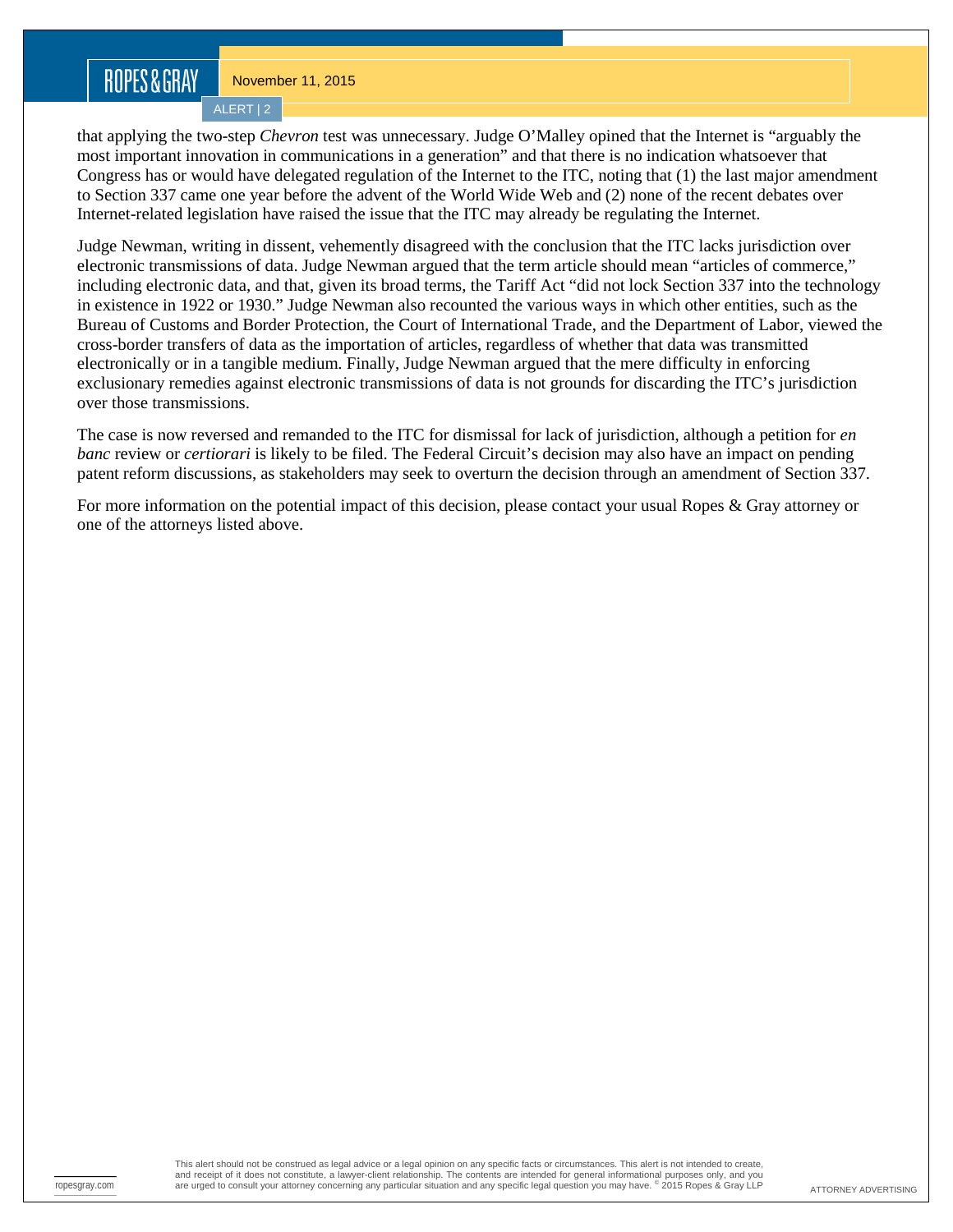that applying the two-step *Chevron* test was unnecessary. Judge O'Malley opined that the Internet is "arguably the most important innovation in communications in a generation" and that there is no indication whatsoever that Congress has or would have delegated regulation of the Internet to the ITC, noting that (1) the last major amendment to Section 337 came one year before the advent of the World Wide Web and (2) none of the recent debates over Internet-related legislation have raised the issue that the ITC may already be regulating the Internet.

Judge Newman, writing in dissent, vehemently disagreed with the conclusion that the ITC lacks jurisdiction over electronic transmissions of data. Judge Newman argued that the term article should mean "articles of commerce," including electronic data, and that, given its broad terms, the Tariff Act "did not lock Section 337 into the technology in existence in 1922 or 1930." Judge Newman also recounted the various ways in which other entities, such as the Bureau of Customs and Border Protection, the Court of International Trade, and the Department of Labor, viewed the cross-border transfers of data as the importation of articles, regardless of whether that data was transmitted electronically or in a tangible medium. Finally, Judge Newman argued that the mere difficulty in enforcing exclusionary remedies against electronic transmissions of data is not grounds for discarding the ITC's jurisdiction over those transmissions.

The case is now reversed and remanded to the ITC for dismissal for lack of jurisdiction, although a petition for *en banc* review or *certiorari* is likely to be filed. The Federal Circuit's decision may also have an impact on pending patent reform discussions, as stakeholders may seek to overturn the decision through an amendment of Section 337.

For more information on the potential impact of this decision, please contact your usual Ropes & Gray attorney or one of the attorneys listed above.

This alert should not be construed as legal advice or a legal opinion on any specific facts or circumstances. This alert is not intended to create, and receipt of it does not constitute, a lawyer-client relationship. The contents are intended for general informational purposes only, and you are urged to consult your attorney concerning any particular situation and any specific legal question you may have. © 2015 Ropes & Gray LLP

ATTORNEY ADVERTISING